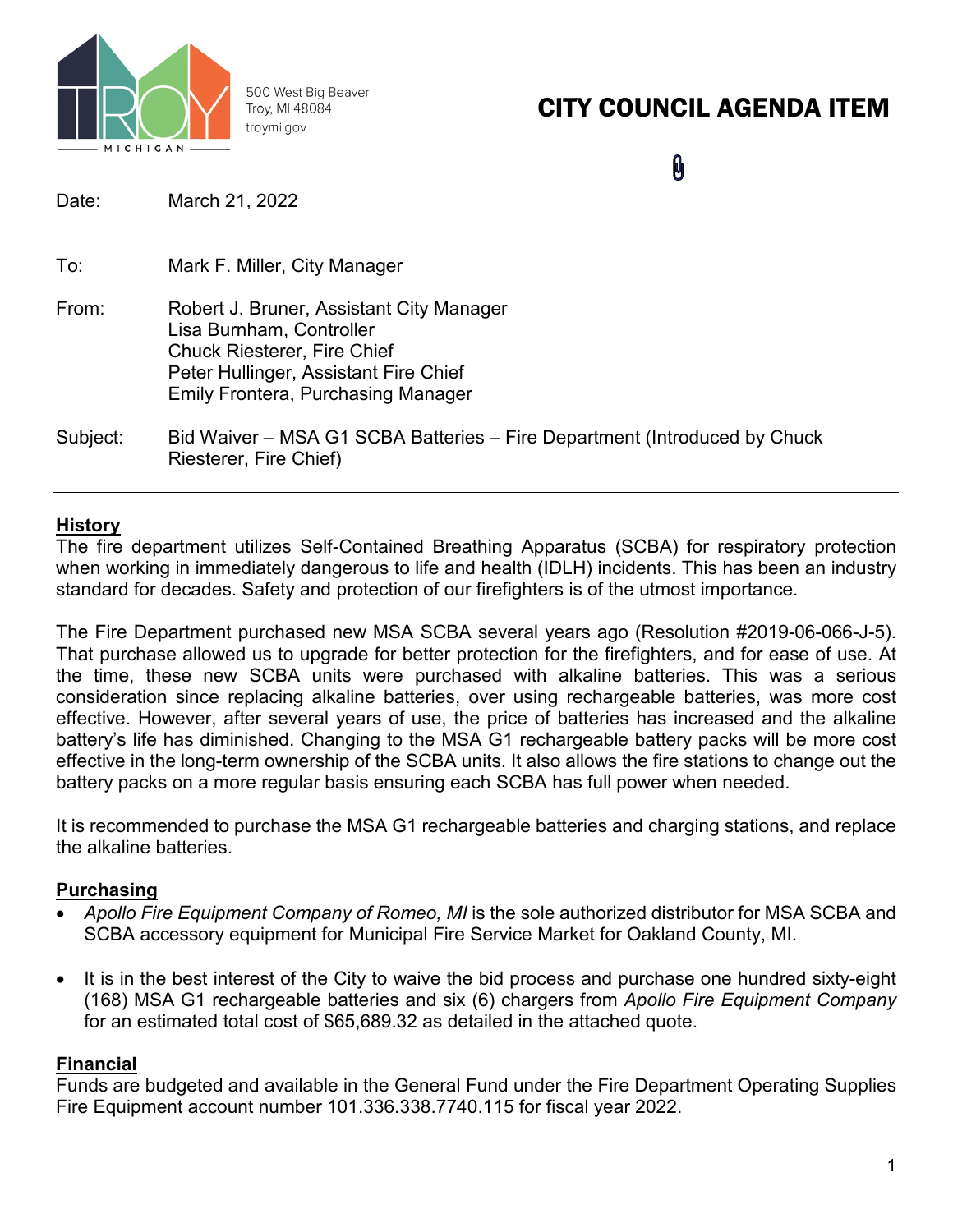500 West Big Beaver
Troy, MI 48084
troymi.gov

# CITY COUNCIL AGENDA ITEM

Date: March 21, 2022

To: Mark F. Miller, City Manager

From: Robert J. Bruner, Assistant City Manager
Lisa Burnham, Controller
Chuck Riesterer, Fire Chief
Peter Hullinger, Assistant Fire Chief
Emily Frontera, Purchasing Manager

Subject: Bid Waiver – MSA G1 SCBA Batteries – Fire Department (Introduced by Chuck Riesterer, Fire Chief)

---

**History**

The fire department utilizes Self-Contained Breathing Apparatus (SCBA) for respiratory protection when working in immediately dangerous to life and health (IDLH) incidents. This has been an industry standard for decades. Safety and protection of our firefighters is of the utmost importance.

The Fire Department purchased new MSA SCBA several years ago (Resolution #2019-06-066-J-5). That purchase allowed us to upgrade for better protection for the firefighters, and for ease of use. At the time, these new SCBA units were purchased with alkaline batteries. This was a serious consideration since replacing alkaline batteries, over using rechargeable batteries, was more cost effective. However, after several years of use, the price of batteries has increased and the alkaline battery's life has diminished. Changing to the MSA G1 rechargeable battery packs will be more cost effective in the long-term ownership of the SCBA units. It also allows the fire stations to change out the battery packs on a more regular basis ensuring each SCBA has full power when needed.

It is recommended to purchase the MSA G1 rechargeable batteries and charging stations, and replace the alkaline batteries.

**Purchasing**

- *Apollo Fire Equipment Company of Romeo, MI* is the sole authorized distributor for MSA SCBA and SCBA accessory equipment for Municipal Fire Service Market for Oakland County, MI.
- It is in the best interest of the City to waive the bid process and purchase one hundred sixty-eight (168) MSA G1 rechargeable batteries and six (6) chargers from *Apollo Fire Equipment Company* for an estimated total cost of $65,689.32 as detailed in the attached quote.

**Financial**

Funds are budgeted and available in the General Fund under the Fire Department Operating Supplies Fire Equipment account number 101.336.338.7740.115 for fiscal year 2022.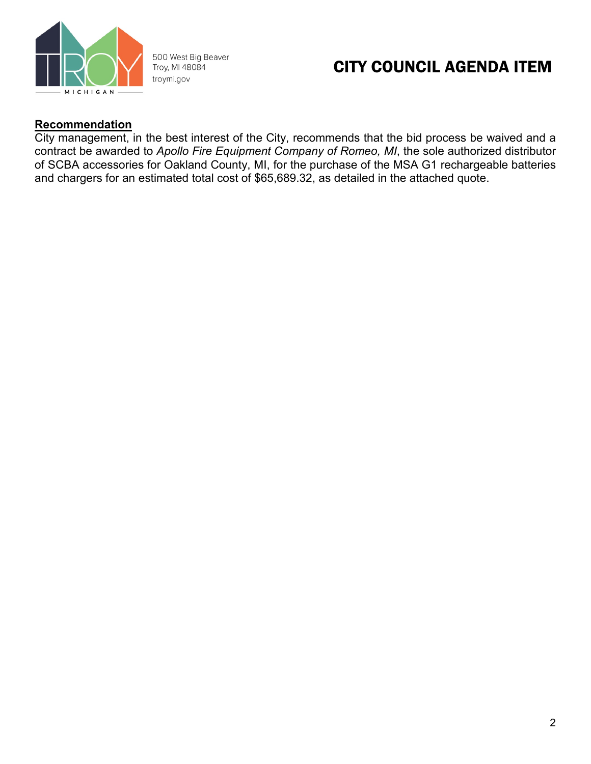500 West Big Beaver
Troy, MI 48084
troymi.gov

# CITY COUNCIL AGENDA ITEM

**Recommendation**

City management, in the best interest of the City, recommends that the bid process be waived and a contract be awarded to *Apollo Fire Equipment Company of Romeo, MI*, the sole authorized distributor of SCBA accessories for Oakland County, MI, for the purchase of the MSA G1 rechargeable batteries and chargers for an estimated total cost of $65,689.32, as detailed in the attached quote.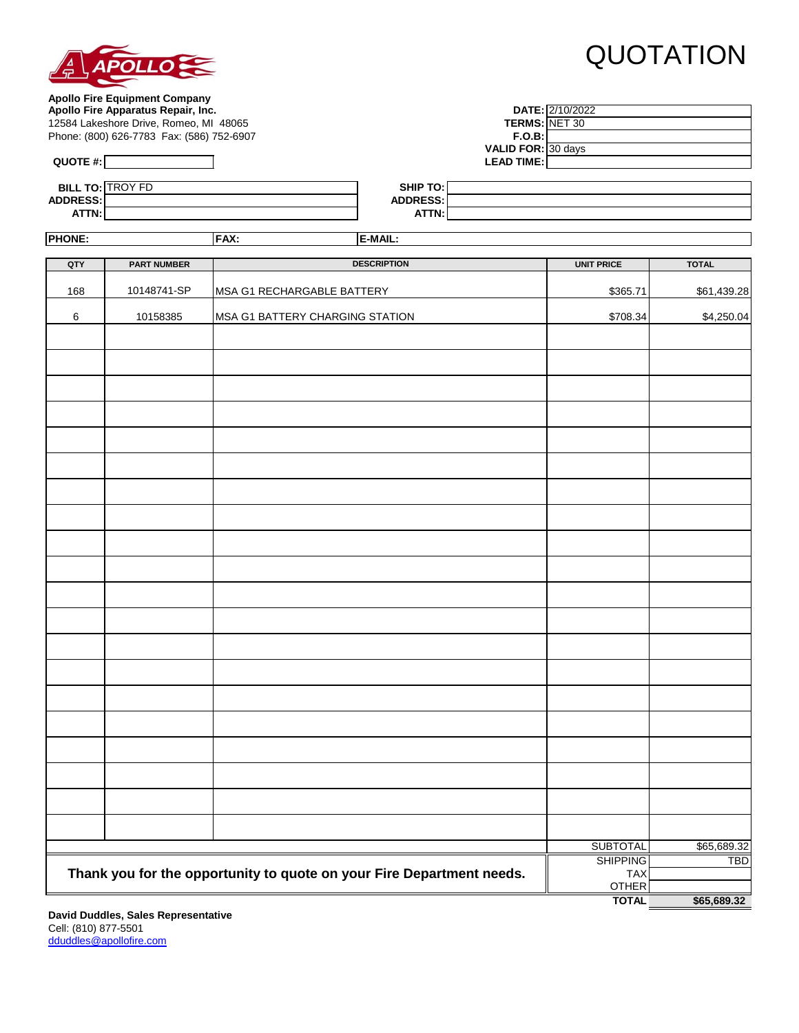# QUOTATION

**Apollo Fire Equipment Company**
**Apollo Fire Apparatus Repair, Inc.**
12584 Lakeshore Drive, Romeo, MI 48065
Phone: (800) 626-7783 Fax: (586) 752-6907

**QUOTE #:**

**DATE:** 2/10/2022
**TERMS:** NET 30
**F.O.B.:**
**VALID FOR:** 30 days
**LEAD TIME:**

**BILL TO:** TROY FD
**ADDRESS:**
**ATTN:**

**SHIP TO:**
**ADDRESS:**
**ATTN:**

**PHONE:** **FAX:** **E-MAIL:**

| QTY | PART NUMBER | DESCRIPTION | UNIT PRICE | TOTAL |
|---|---|---|---|---|
| 168 | 10148741-SP | MSA G1 RECHARGABLE BATTERY | $365.71 | $61,439.28 |
| 6 | 10158385 | MSA G1 BATTERY CHARGING STATION | $708.34 | $4,250.04 |
| | | | SUBTOTAL | $65,689.32 |
| | | | SHIPPING | TBD |
| | | | TAX | |
| | | | OTHER | |
| | | | **TOTAL** | **$65,689.32** |

**Thank you for the opportunity to quote on your Fire Department needs.**

**David Duddles, Sales Representative**
Cell: (810) 877-5501
dduddles@apollofire.com